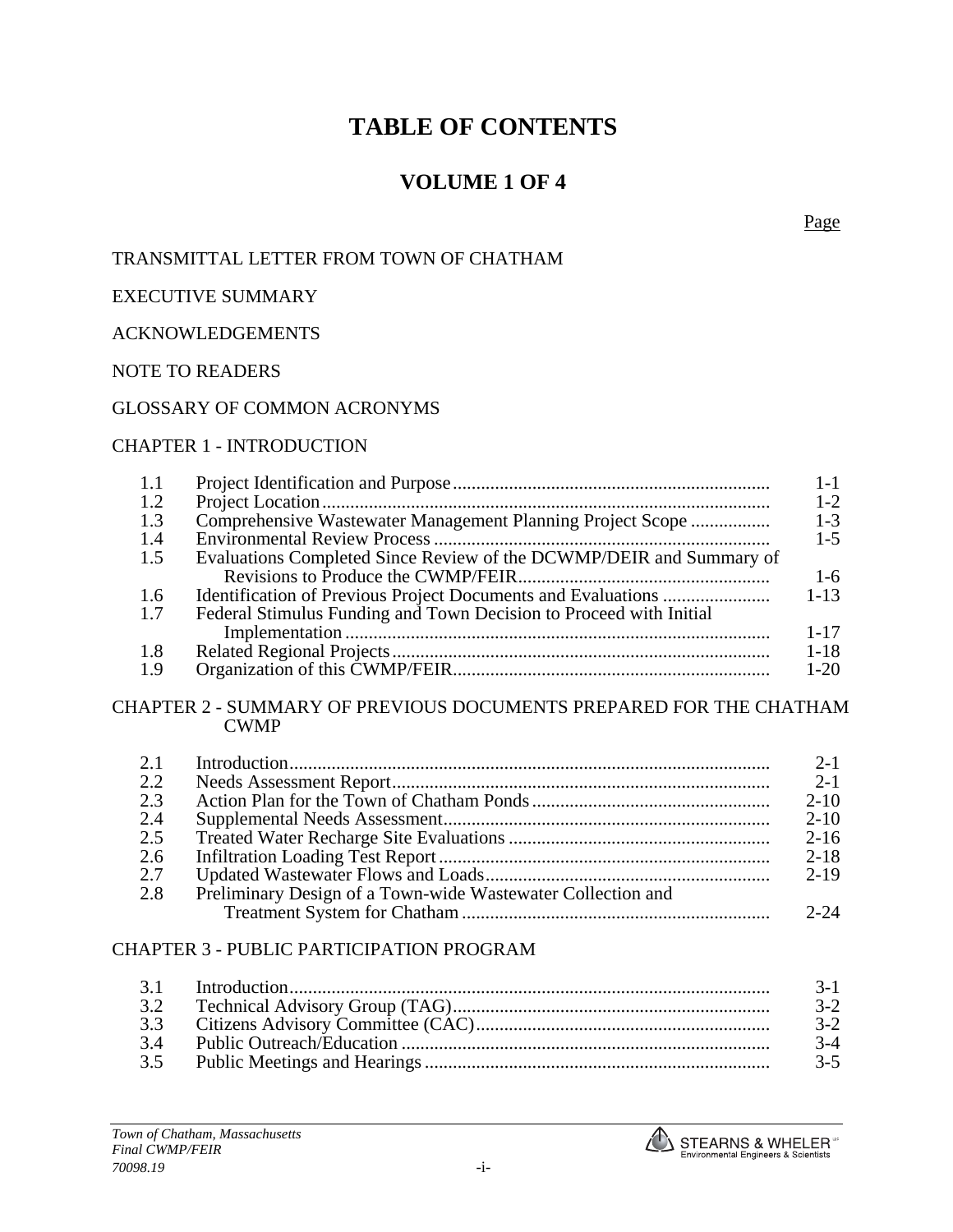# TABLE OF CONTENTS

## VOLUME 1 OF 4

| | | Page |
|---|---|---|

TRANSMITTAL LETTER FROM TOWN OF CHATHAM

EXECUTIVE SUMMARY

ACKNOWLEDGEMENTS

NOTE TO READERS

GLOSSARY OF COMMON ACRONYMS

CHAPTER 1 - INTRODUCTION

| | | |
|---|---|---|
| 1.1 | Project Identification and Purpose | 1-1 |
| 1.2 | Project Location | 1-2 |
| 1.3 | Comprehensive Wastewater Management Planning Project Scope | 1-3 |
| 1.4 | Environmental Review Process | 1-5 |
| 1.5 | Evaluations Completed Since Review of the DCWMP/DEIR and Summary of Revisions to Produce the CWMP/FEIR | 1-6 |
| 1.6 | Identification of Previous Project Documents and Evaluations | 1-13 |
| 1.7 | Federal Stimulus Funding and Town Decision to Proceed with Initial Implementation | 1-17 |
| 1.8 | Related Regional Projects | 1-18 |
| 1.9 | Organization of this CWMP/FEIR | 1-20 |

CHAPTER 2 - SUMMARY OF PREVIOUS DOCUMENTS PREPARED FOR THE CHATHAM CWMP

| | | |
|---|---|---|
| 2.1 | Introduction | 2-1 |
| 2.2 | Needs Assessment Report | 2-1 |
| 2.3 | Action Plan for the Town of Chatham Ponds | 2-10 |
| 2.4 | Supplemental Needs Assessment | 2-10 |
| 2.5 | Treated Water Recharge Site Evaluations | 2-16 |
| 2.6 | Infiltration Loading Test Report | 2-18 |
| 2.7 | Updated Wastewater Flows and Loads | 2-19 |
| 2.8 | Preliminary Design of a Town-wide Wastewater Collection and Treatment System for Chatham | 2-24 |

CHAPTER 3 - PUBLIC PARTICIPATION PROGRAM

| | | |
|---|---|---|
| 3.1 | Introduction | 3-1 |
| 3.2 | Technical Advisory Group (TAG) | 3-2 |
| 3.3 | Citizens Advisory Committee (CAC) | 3-2 |
| 3.4 | Public Outreach/Education | 3-4 |
| 3.5 | Public Meetings and Hearings | 3-5 |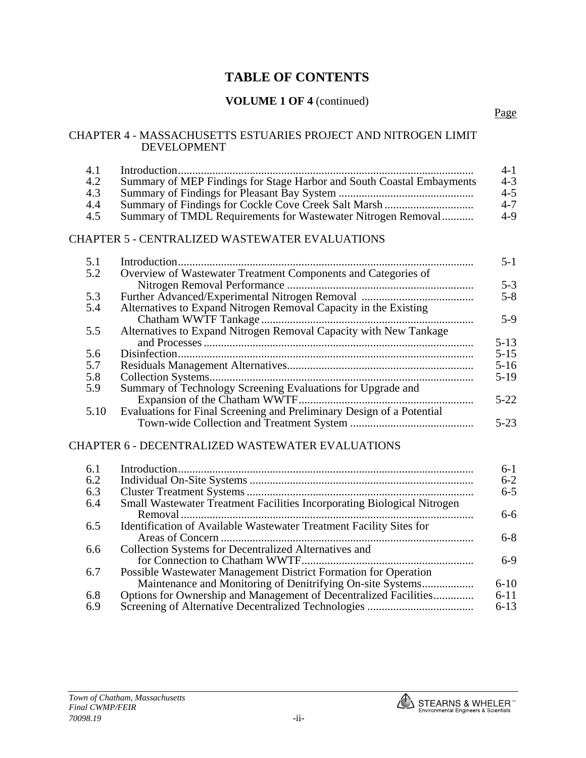# TABLE OF CONTENTS

**VOLUME 1 OF 4** (continued)

| | | Page |
|---|---|---|
| **CHAPTER 4 - MASSACHUSETTS ESTUARIES PROJECT AND NITROGEN LIMIT DEVELOPMENT** | | |
| 4.1 | Introduction | 4-1 |
| 4.2 | Summary of MEP Findings for Stage Harbor and South Coastal Embayments | 4-3 |
| 4.3 | Summary of Findings for Pleasant Bay System | 4-5 |
| 4.4 | Summary of Findings for Cockle Cove Creek Salt Marsh | 4-7 |
| 4.5 | Summary of TMDL Requirements for Wastewater Nitrogen Removal | 4-9 |
| **CHAPTER 5 - CENTRALIZED WASTEWATER EVALUATIONS** | | |
| 5.1 | Introduction | 5-1 |
| 5.2 | Overview of Wastewater Treatment Components and Categories of Nitrogen Removal Performance | 5-3 |
| 5.3 | Further Advanced/Experimental Nitrogen Removal | 5-8 |
| 5.4 | Alternatives to Expand Nitrogen Removal Capacity in the Existing Chatham WWTF Tankage | 5-9 |
| 5.5 | Alternatives to Expand Nitrogen Removal Capacity with New Tankage and Processes | 5-13 |
| 5.6 | Disinfection | 5-15 |
| 5.7 | Residuals Management Alternatives | 5-16 |
| 5.8 | Collection Systems | 5-19 |
| 5.9 | Summary of Technology Screening Evaluations for Upgrade and Expansion of the Chatham WWTF | 5-22 |
| 5.10 | Evaluations for Final Screening and Preliminary Design of a Potential Town-wide Collection and Treatment System | 5-23 |
| **CHAPTER 6 - DECENTRALIZED WASTEWATER EVALUATIONS** | | |
| 6.1 | Introduction | 6-1 |
| 6.2 | Individual On-Site Systems | 6-2 |
| 6.3 | Cluster Treatment Systems | 6-5 |
| 6.4 | Small Wastewater Treatment Facilities Incorporating Biological Nitrogen Removal | 6-6 |
| 6.5 | Identification of Available Wastewater Treatment Facility Sites for Areas of Concern | 6-8 |
| 6.6 | Collection Systems for Decentralized Alternatives and for Connection to Chatham WWTF | 6-9 |
| 6.7 | Possible Wastewater Management District Formation for Operation Maintenance and Monitoring of Denitrifying On-site Systems | 6-10 |
| 6.8 | Options for Ownership and Management of Decentralized Facilities | 6-11 |
| 6.9 | Screening of Alternative Decentralized Technologies | 6-13 |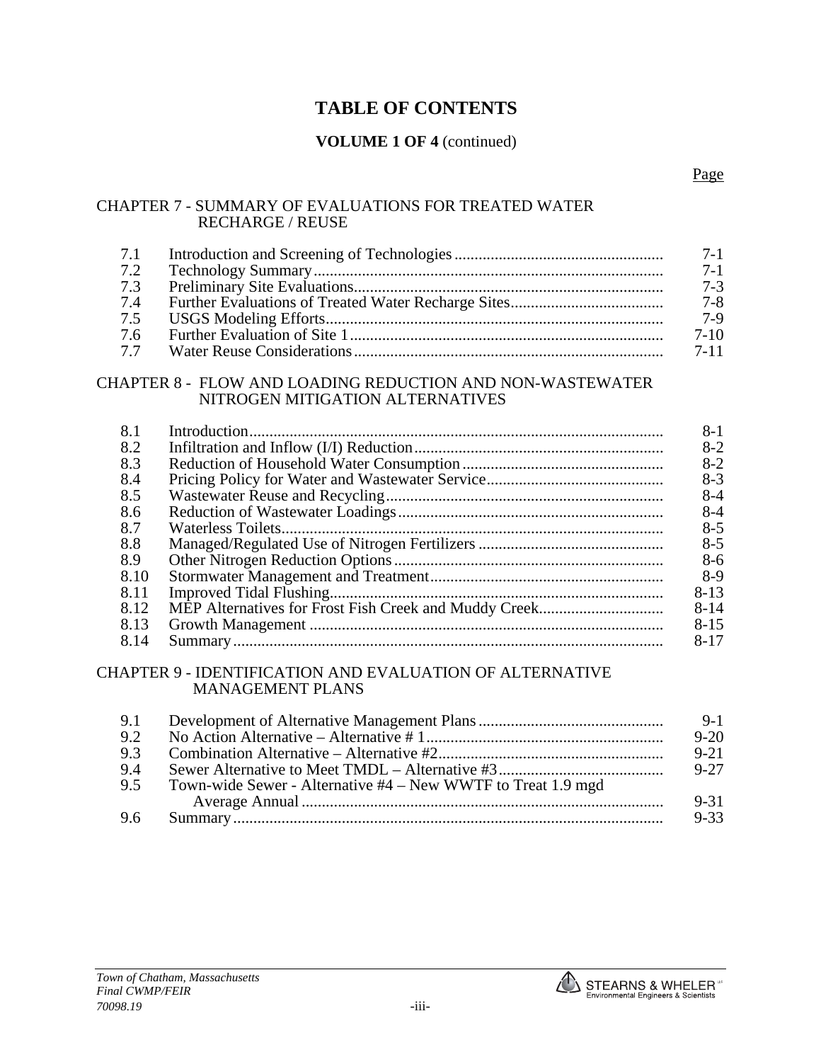# TABLE OF CONTENTS

**VOLUME 1 OF 4** (continued)

| | | Page |
|---|---|---|
| **CHAPTER 7 - SUMMARY OF EVALUATIONS FOR TREATED WATER RECHARGE / REUSE** | | |
| 7.1 | Introduction and Screening of Technologies | 7-1 |
| 7.2 | Technology Summary | 7-1 |
| 7.3 | Preliminary Site Evaluations | 7-3 |
| 7.4 | Further Evaluations of Treated Water Recharge Sites | 7-8 |
| 7.5 | USGS Modeling Efforts | 7-9 |
| 7.6 | Further Evaluation of Site 1 | 7-10 |
| 7.7 | Water Reuse Considerations | 7-11 |
| **CHAPTER 8 - FLOW AND LOADING REDUCTION AND NON-WASTEWATER NITROGEN MITIGATION ALTERNATIVES** | | |
| 8.1 | Introduction | 8-1 |
| 8.2 | Infiltration and Inflow (I/I) Reduction | 8-2 |
| 8.3 | Reduction of Household Water Consumption | 8-2 |
| 8.4 | Pricing Policy for Water and Wastewater Service | 8-3 |
| 8.5 | Wastewater Reuse and Recycling | 8-4 |
| 8.6 | Reduction of Wastewater Loadings | 8-4 |
| 8.7 | Waterless Toilets | 8-5 |
| 8.8 | Managed/Regulated Use of Nitrogen Fertilizers | 8-5 |
| 8.9 | Other Nitrogen Reduction Options | 8-6 |
| 8.10 | Stormwater Management and Treatment | 8-9 |
| 8.11 | Improved Tidal Flushing | 8-13 |
| 8.12 | MEP Alternatives for Frost Fish Creek and Muddy Creek | 8-14 |
| 8.13 | Growth Management | 8-15 |
| 8.14 | Summary | 8-17 |
| **CHAPTER 9 - IDENTIFICATION AND EVALUATION OF ALTERNATIVE MANAGEMENT PLANS** | | |
| 9.1 | Development of Alternative Management Plans | 9-1 |
| 9.2 | No Action Alternative – Alternative # 1 | 9-20 |
| 9.3 | Combination Alternative – Alternative #2 | 9-21 |
| 9.4 | Sewer Alternative to Meet TMDL – Alternative #3 | 9-27 |
| 9.5 | Town-wide Sewer - Alternative #4 – New WWTF to Treat 1.9 mgd Average Annual | 9-31 |
| 9.6 | Summary | 9-33 |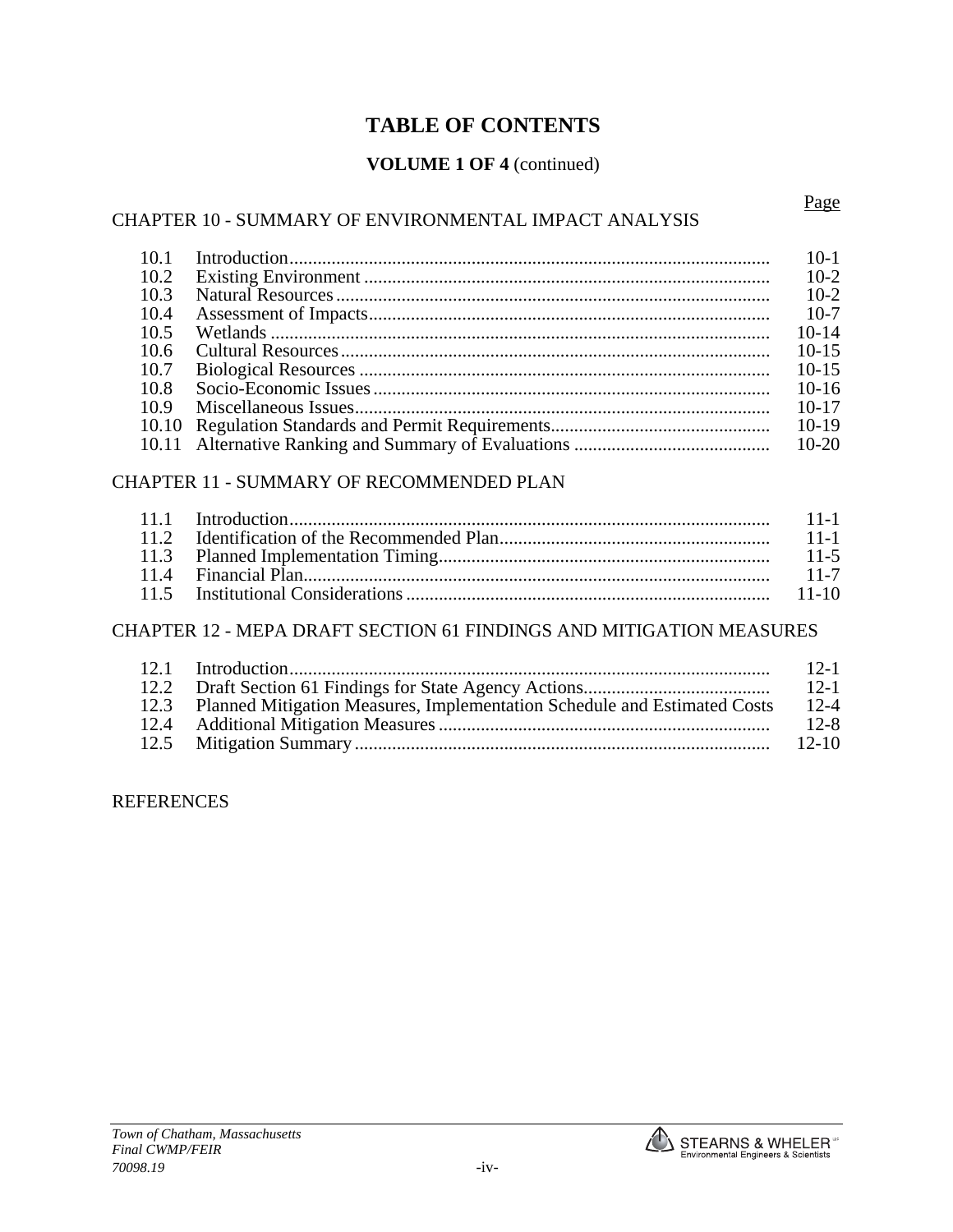# TABLE OF CONTENTS

**VOLUME 1 OF 4** (continued)

| | | Page |
|---|---|---|
| **CHAPTER 10 - SUMMARY OF ENVIRONMENTAL IMPACT ANALYSIS** | | |
| 10.1 | Introduction | 10-1 |
| 10.2 | Existing Environment | 10-2 |
| 10.3 | Natural Resources | 10-2 |
| 10.4 | Assessment of Impacts | 10-7 |
| 10.5 | Wetlands | 10-14 |
| 10.6 | Cultural Resources | 10-15 |
| 10.7 | Biological Resources | 10-15 |
| 10.8 | Socio-Economic Issues | 10-16 |
| 10.9 | Miscellaneous Issues | 10-17 |
| 10.10 | Regulation Standards and Permit Requirements | 10-19 |
| 10.11 | Alternative Ranking and Summary of Evaluations | 10-20 |
| **CHAPTER 11 - SUMMARY OF RECOMMENDED PLAN** | | |
| 11.1 | Introduction | 11-1 |
| 11.2 | Identification of the Recommended Plan | 11-1 |
| 11.3 | Planned Implementation Timing | 11-5 |
| 11.4 | Financial Plan | 11-7 |
| 11.5 | Institutional Considerations | 11-10 |
| **CHAPTER 12 - MEPA DRAFT SECTION 61 FINDINGS AND MITIGATION MEASURES** | | |
| 12.1 | Introduction | 12-1 |
| 12.2 | Draft Section 61 Findings for State Agency Actions | 12-1 |
| 12.3 | Planned Mitigation Measures, Implementation Schedule and Estimated Costs | 12-4 |
| 12.4 | Additional Mitigation Measures | 12-8 |
| 12.5 | Mitigation Summary | 12-10 |

REFERENCES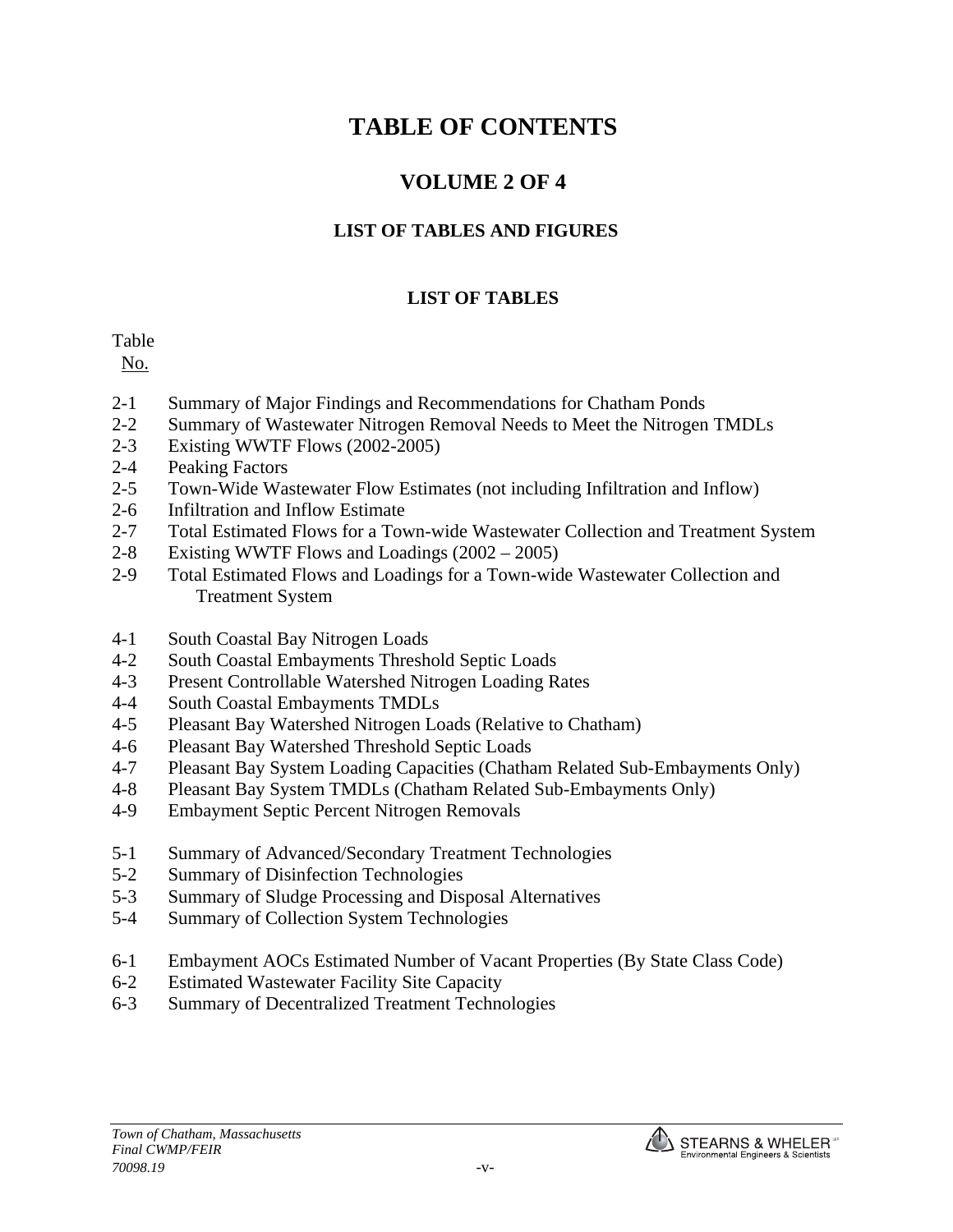# TABLE OF CONTENTS

## VOLUME 2 OF 4

### LIST OF TABLES AND FIGURES

### LIST OF TABLES

| Table No. | |
|---|---|
| 2-1 | Summary of Major Findings and Recommendations for Chatham Ponds |
| 2-2 | Summary of Wastewater Nitrogen Removal Needs to Meet the Nitrogen TMDLs |
| 2-3 | Existing WWTF Flows (2002-2005) |
| 2-4 | Peaking Factors |
| 2-5 | Town-Wide Wastewater Flow Estimates (not including Infiltration and Inflow) |
| 2-6 | Infiltration and Inflow Estimate |
| 2-7 | Total Estimated Flows for a Town-wide Wastewater Collection and Treatment System |
| 2-8 | Existing WWTF Flows and Loadings (2002 – 2005) |
| 2-9 | Total Estimated Flows and Loadings for a Town-wide Wastewater Collection and Treatment System |
| 4-1 | South Coastal Bay Nitrogen Loads |
| 4-2 | South Coastal Embayments Threshold Septic Loads |
| 4-3 | Present Controllable Watershed Nitrogen Loading Rates |
| 4-4 | South Coastal Embayments TMDLs |
| 4-5 | Pleasant Bay Watershed Nitrogen Loads (Relative to Chatham) |
| 4-6 | Pleasant Bay Watershed Threshold Septic Loads |
| 4-7 | Pleasant Bay System Loading Capacities (Chatham Related Sub-Embayments Only) |
| 4-8 | Pleasant Bay System TMDLs (Chatham Related Sub-Embayments Only) |
| 4-9 | Embayment Septic Percent Nitrogen Removals |
| 5-1 | Summary of Advanced/Secondary Treatment Technologies |
| 5-2 | Summary of Disinfection Technologies |
| 5-3 | Summary of Sludge Processing and Disposal Alternatives |
| 5-4 | Summary of Collection System Technologies |
| 6-1 | Embayment AOCs Estimated Number of Vacant Properties (By State Class Code) |
| 6-2 | Estimated Wastewater Facility Site Capacity |
| 6-3 | Summary of Decentralized Treatment Technologies |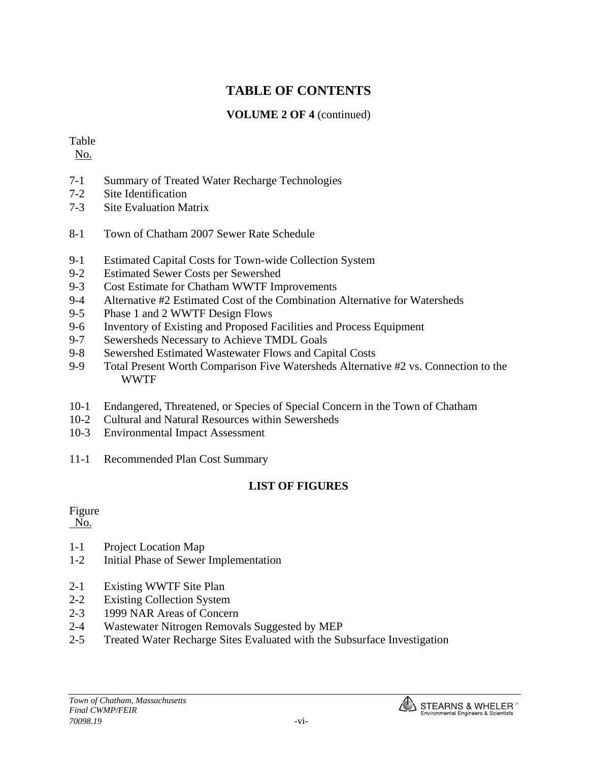# TABLE OF CONTENTS

**VOLUME 2 OF 4** (continued)

Table
No.

7-1 Summary of Treated Water Recharge Technologies
7-2 Site Identification
7-3 Site Evaluation Matrix

8-1 Town of Chatham 2007 Sewer Rate Schedule

9-1 Estimated Capital Costs for Town-wide Collection System
9-2 Estimated Sewer Costs per Sewershed
9-3 Cost Estimate for Chatham WWTF Improvements
9-4 Alternative #2 Estimated Cost of the Combination Alternative for Watersheds
9-5 Phase 1 and 2 WWTF Design Flows
9-6 Inventory of Existing and Proposed Facilities and Process Equipment
9-7 Sewersheds Necessary to Achieve TMDL Goals
9-8 Sewershed Estimated Wastewater Flows and Capital Costs
9-9 Total Present Worth Comparison Five Watersheds Alternative #2 vs. Connection to the WWTF

10-1 Endangered, Threatened, or Species of Special Concern in the Town of Chatham
10-2 Cultural and Natural Resources within Sewersheds
10-3 Environmental Impact Assessment

11-1 Recommended Plan Cost Summary

## LIST OF FIGURES

Figure
No.

1-1 Project Location Map
1-2 Initial Phase of Sewer Implementation

2-1 Existing WWTF Site Plan
2-2 Existing Collection System
2-3 1999 NAR Areas of Concern
2-4 Wastewater Nitrogen Removals Suggested by MEP
2-5 Treated Water Recharge Sites Evaluated with the Subsurface Investigation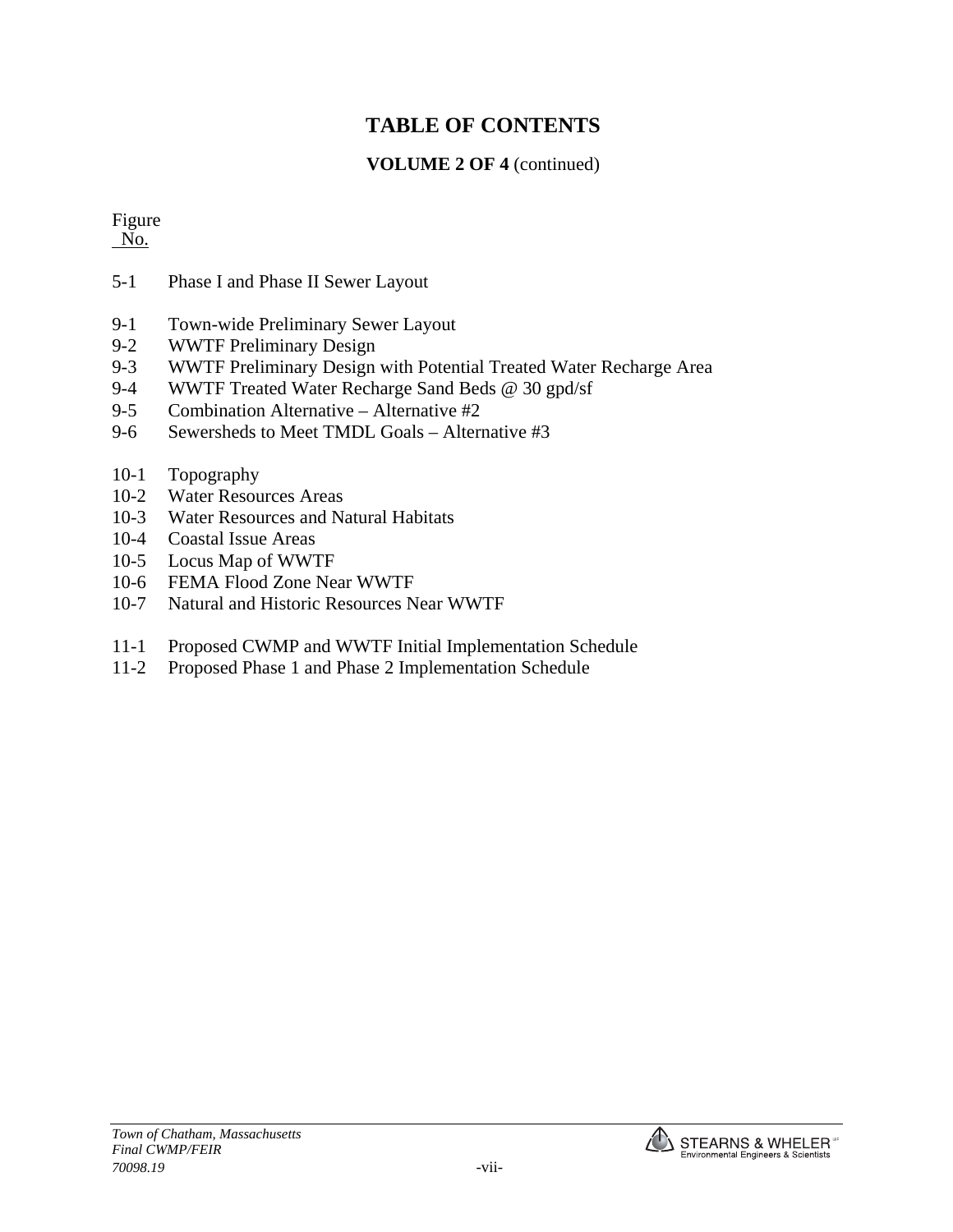# TABLE OF CONTENTS

**VOLUME 2 OF 4** (continued)

| Figure No. | |
|---|---|
| 5-1 | Phase I and Phase II Sewer Layout |
| 9-1 | Town-wide Preliminary Sewer Layout |
| 9-2 | WWTF Preliminary Design |
| 9-3 | WWTF Preliminary Design with Potential Treated Water Recharge Area |
| 9-4 | WWTF Treated Water Recharge Sand Beds @ 30 gpd/sf |
| 9-5 | Combination Alternative – Alternative #2 |
| 9-6 | Sewersheds to Meet TMDL Goals – Alternative #3 |
| 10-1 | Topography |
| 10-2 | Water Resources Areas |
| 10-3 | Water Resources and Natural Habitats |
| 10-4 | Coastal Issue Areas |
| 10-5 | Locus Map of WWTF |
| 10-6 | FEMA Flood Zone Near WWTF |
| 10-7 | Natural and Historic Resources Near WWTF |
| 11-1 | Proposed CWMP and WWTF Initial Implementation Schedule |
| 11-2 | Proposed Phase 1 and Phase 2 Implementation Schedule |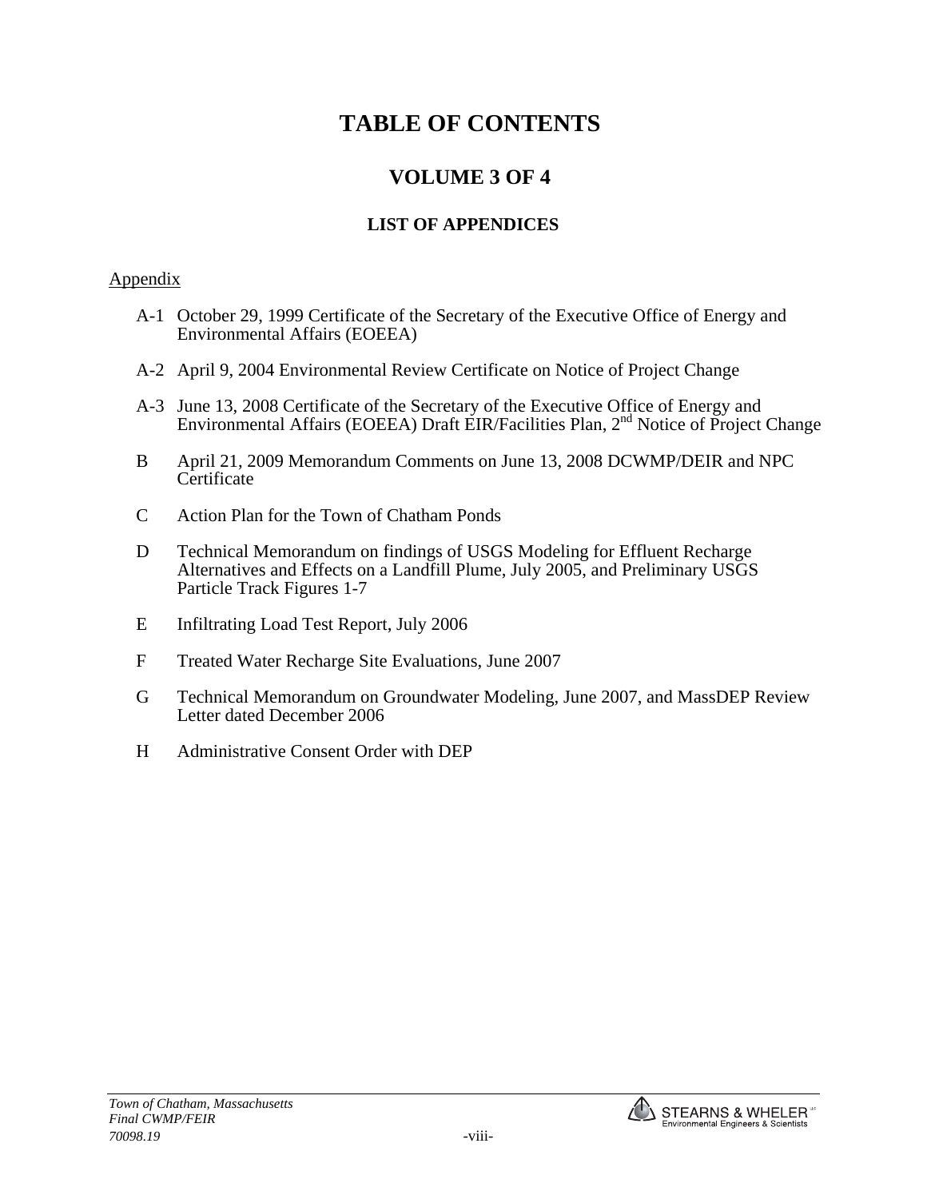# TABLE OF CONTENTS

## VOLUME 3 OF 4

### LIST OF APPENDICES

Appendix

- A-1 October 29, 1999 Certificate of the Secretary of the Executive Office of Energy and Environmental Affairs (EOEEA)
- A-2 April 9, 2004 Environmental Review Certificate on Notice of Project Change
- A-3 June 13, 2008 Certificate of the Secretary of the Executive Office of Energy and Environmental Affairs (EOEEA) Draft EIR/Facilities Plan, 2nd Notice of Project Change
- B April 21, 2009 Memorandum Comments on June 13, 2008 DCWMP/DEIR and NPC Certificate
- C Action Plan for the Town of Chatham Ponds
- D Technical Memorandum on findings of USGS Modeling for Effluent Recharge Alternatives and Effects on a Landfill Plume, July 2005, and Preliminary USGS Particle Track Figures 1-7
- E Infiltrating Load Test Report, July 2006
- F Treated Water Recharge Site Evaluations, June 2007
- G Technical Memorandum on Groundwater Modeling, June 2007, and MassDEP Review Letter dated December 2006
- H Administrative Consent Order with DEP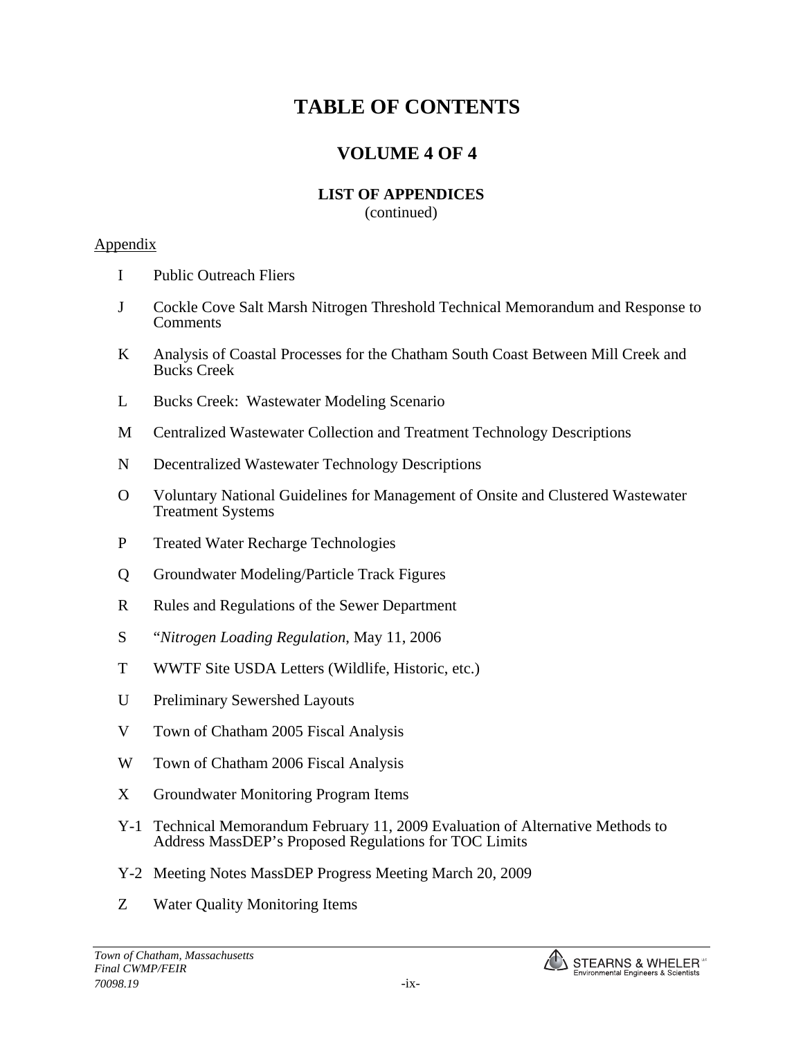# TABLE OF CONTENTS

## VOLUME 4 OF 4

### LIST OF APPENDICES

(continued)

Appendix

I Public Outreach Fliers

J Cockle Cove Salt Marsh Nitrogen Threshold Technical Memorandum and Response to Comments

K Analysis of Coastal Processes for the Chatham South Coast Between Mill Creek and Bucks Creek

L Bucks Creek: Wastewater Modeling Scenario

M Centralized Wastewater Collection and Treatment Technology Descriptions

N Decentralized Wastewater Technology Descriptions

O Voluntary National Guidelines for Management of Onsite and Clustered Wastewater Treatment Systems

P Treated Water Recharge Technologies

Q Groundwater Modeling/Particle Track Figures

R Rules and Regulations of the Sewer Department

S "*Nitrogen Loading Regulation*, May 11, 2006

T WWTF Site USDA Letters (Wildlife, Historic, etc.)

U Preliminary Sewershed Layouts

V Town of Chatham 2005 Fiscal Analysis

W Town of Chatham 2006 Fiscal Analysis

X Groundwater Monitoring Program Items

Y-1 Technical Memorandum February 11, 2009 Evaluation of Alternative Methods to Address MassDEP's Proposed Regulations for TOC Limits

Y-2 Meeting Notes MassDEP Progress Meeting March 20, 2009

Z Water Quality Monitoring Items